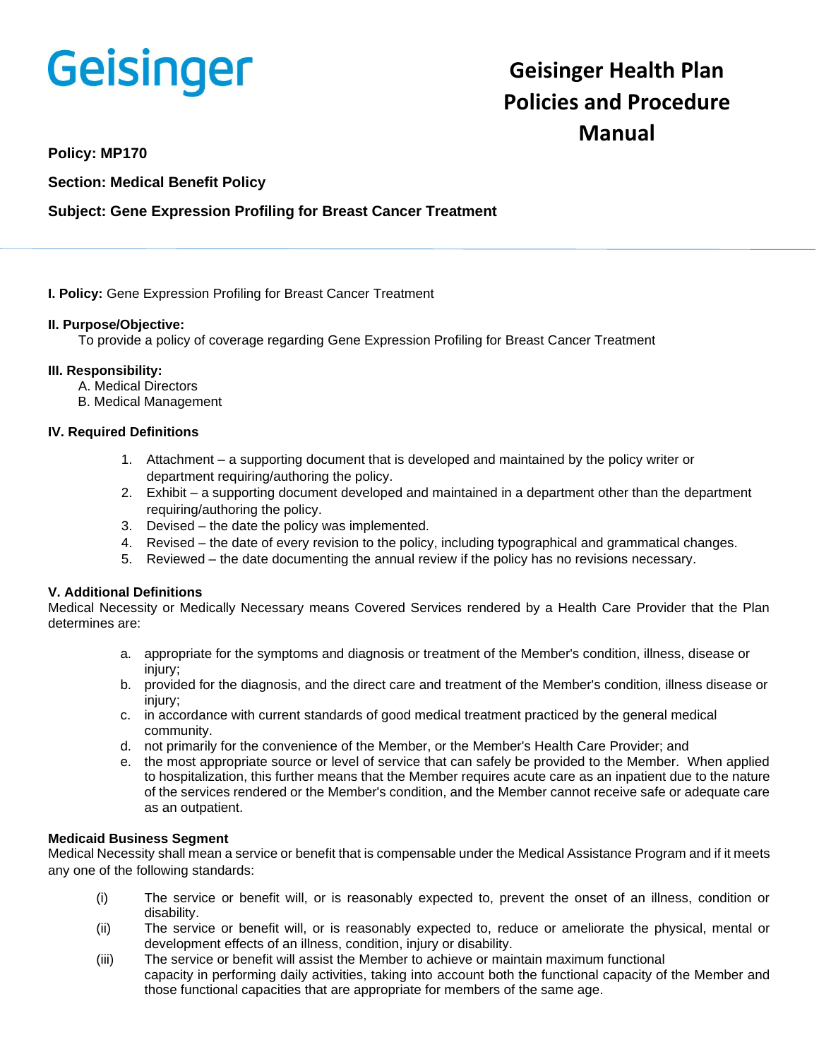Geisinger

# Geisinger Health Plan Policies and Procedure Manual

**Policy: MP170**

**Section: Medical Benefit Policy**

**Subject: Gene Expression Profiling for Breast Cancer Treatment**

---

**I. Policy:** Gene Expression Profiling for Breast Cancer Treatment

**II. Purpose/Objective:**

To provide a policy of coverage regarding Gene Expression Profiling for Breast Cancer Treatment

**III. Responsibility:**

A. Medical Directors
B. Medical Management

**IV. Required Definitions**

1. Attachment – a supporting document that is developed and maintained by the policy writer or department requiring/authoring the policy.
2. Exhibit – a supporting document developed and maintained in a department other than the department requiring/authoring the policy.
3. Devised – the date the policy was implemented.
4. Revised – the date of every revision to the policy, including typographical and grammatical changes.
5. Reviewed – the date documenting the annual review if the policy has no revisions necessary.

**V. Additional Definitions**

Medical Necessity or Medically Necessary means Covered Services rendered by a Health Care Provider that the Plan determines are:

a. appropriate for the symptoms and diagnosis or treatment of the Member's condition, illness, disease or injury;
b. provided for the diagnosis, and the direct care and treatment of the Member's condition, illness disease or injury;
c. in accordance with current standards of good medical treatment practiced by the general medical community.
d. not primarily for the convenience of the Member, or the Member's Health Care Provider; and
e. the most appropriate source or level of service that can safely be provided to the Member. When applied to hospitalization, this further means that the Member requires acute care as an inpatient due to the nature of the services rendered or the Member's condition, and the Member cannot receive safe or adequate care as an outpatient.

**Medicaid Business Segment**

Medical Necessity shall mean a service or benefit that is compensable under the Medical Assistance Program and if it meets any one of the following standards:

(i) The service or benefit will, or is reasonably expected to, prevent the onset of an illness, condition or disability.
(ii) The service or benefit will, or is reasonably expected to, reduce or ameliorate the physical, mental or development effects of an illness, condition, injury or disability.
(iii) The service or benefit will assist the Member to achieve or maintain maximum functional capacity in performing daily activities, taking into account both the functional capacity of the Member and those functional capacities that are appropriate for members of the same age.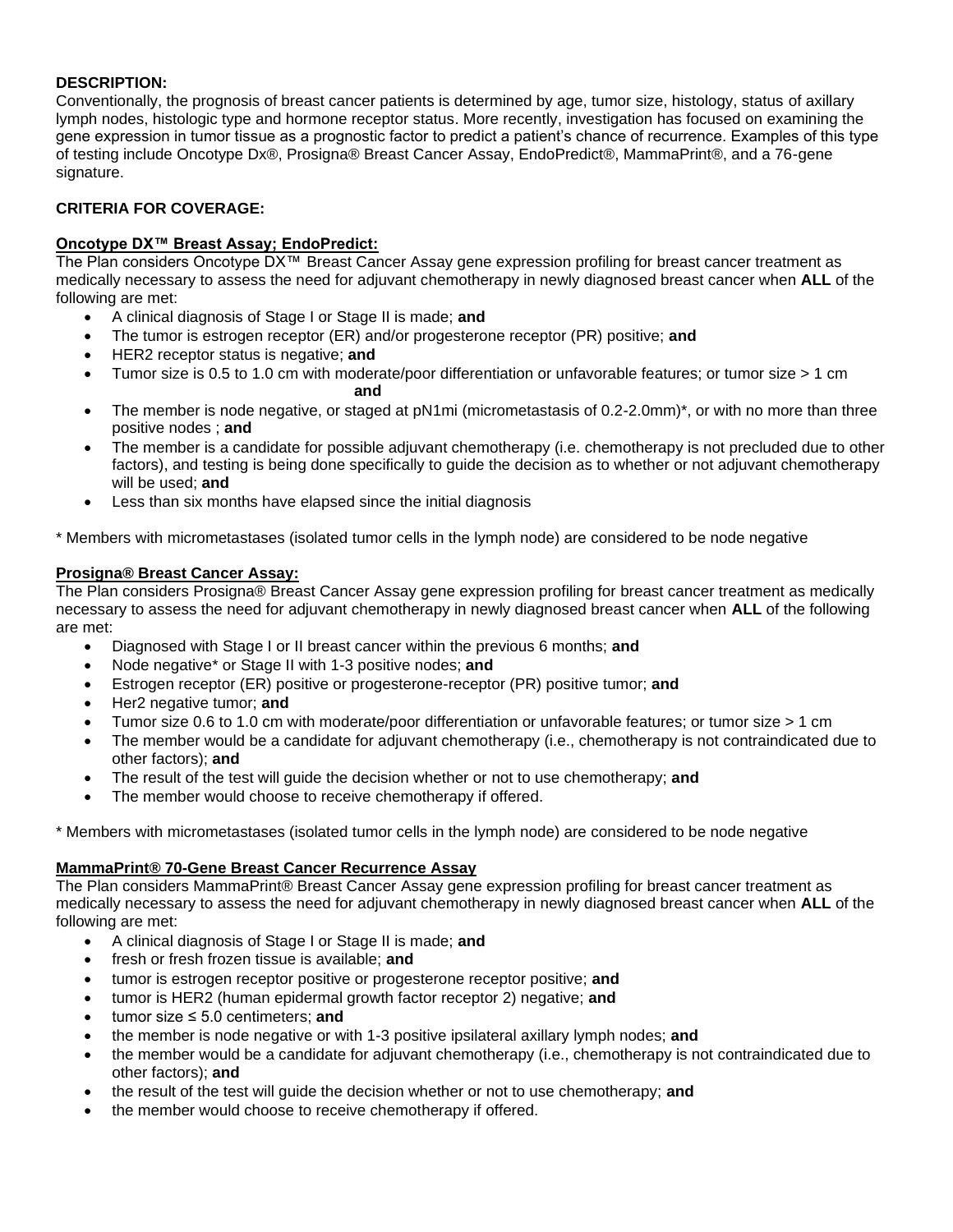**DESCRIPTION:**

Conventionally, the prognosis of breast cancer patients is determined by age, tumor size, histology, status of axillary lymph nodes, histologic type and hormone receptor status. More recently, investigation has focused on examining the gene expression in tumor tissue as a prognostic factor to predict a patient's chance of recurrence. Examples of this type of testing include Oncotype Dx®, Prosigna® Breast Cancer Assay, EndoPredict®, MammaPrint®, and a 76-gene signature.

**CRITERIA FOR COVERAGE:**

**Oncotype DX™ Breast Assay; EndoPredict:**

The Plan considers Oncotype DX™ Breast Cancer Assay gene expression profiling for breast cancer treatment as medically necessary to assess the need for adjuvant chemotherapy in newly diagnosed breast cancer when **ALL** of the following are met:

- A clinical diagnosis of Stage I or Stage II is made; **and**
- The tumor is estrogen receptor (ER) and/or progesterone receptor (PR) positive; **and**
- HER2 receptor status is negative; **and**
- Tumor size is 0.5 to 1.0 cm with moderate/poor differentiation or unfavorable features; or tumor size > 1 cm
  **and**
- The member is node negative, or staged at pN1mi (micrometastasis of 0.2-2.0mm)*, or with no more than three positive nodes ; **and**
- The member is a candidate for possible adjuvant chemotherapy (i.e. chemotherapy is not precluded due to other factors), and testing is being done specifically to guide the decision as to whether or not adjuvant chemotherapy will be used; **and**
- Less than six months have elapsed since the initial diagnosis

* Members with micrometastases (isolated tumor cells in the lymph node) are considered to be node negative

**Prosigna® Breast Cancer Assay:**

The Plan considers Prosigna® Breast Cancer Assay gene expression profiling for breast cancer treatment as medically necessary to assess the need for adjuvant chemotherapy in newly diagnosed breast cancer when **ALL** of the following are met:

- Diagnosed with Stage I or II breast cancer within the previous 6 months; **and**
- Node negative* or Stage II with 1-3 positive nodes; **and**
- Estrogen receptor (ER) positive or progesterone-receptor (PR) positive tumor; **and**
- Her2 negative tumor; **and**
- Tumor size 0.6 to 1.0 cm with moderate/poor differentiation or unfavorable features; or tumor size > 1 cm
- The member would be a candidate for adjuvant chemotherapy (i.e., chemotherapy is not contraindicated due to other factors); **and**
- The result of the test will guide the decision whether or not to use chemotherapy; **and**
- The member would choose to receive chemotherapy if offered.

* Members with micrometastases (isolated tumor cells in the lymph node) are considered to be node negative

**MammaPrint® 70-Gene Breast Cancer Recurrence Assay**

The Plan considers MammaPrint® Breast Cancer Assay gene expression profiling for breast cancer treatment as medically necessary to assess the need for adjuvant chemotherapy in newly diagnosed breast cancer when **ALL** of the following are met:

- A clinical diagnosis of Stage I or Stage II is made; **and**
- fresh or fresh frozen tissue is available; **and**
- tumor is estrogen receptor positive or progesterone receptor positive; **and**
- tumor is HER2 (human epidermal growth factor receptor 2) negative; **and**
- tumor size ≤ 5.0 centimeters; **and**
- the member is node negative or with 1-3 positive ipsilateral axillary lymph nodes; **and**
- the member would be a candidate for adjuvant chemotherapy (i.e., chemotherapy is not contraindicated due to other factors); **and**
- the result of the test will guide the decision whether or not to use chemotherapy; **and**
- the member would choose to receive chemotherapy if offered.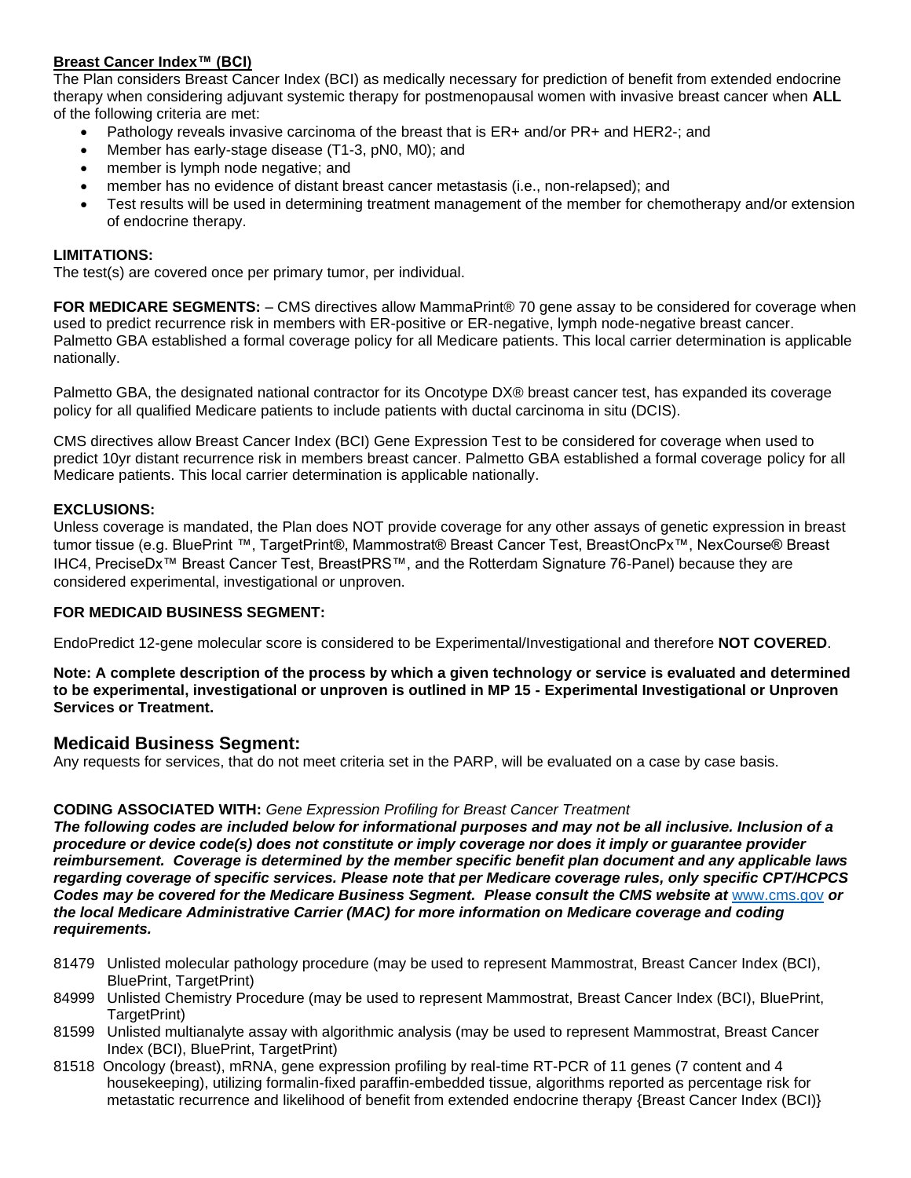**Breast Cancer Index™ (BCI)**

The Plan considers Breast Cancer Index (BCI) as medically necessary for prediction of benefit from extended endocrine therapy when considering adjuvant systemic therapy for postmenopausal women with invasive breast cancer when **ALL** of the following criteria are met:

- Pathology reveals invasive carcinoma of the breast that is ER+ and/or PR+ and HER2-; and
- Member has early-stage disease (T1-3, pN0, M0); and
- member is lymph node negative; and
- member has no evidence of distant breast cancer metastasis (i.e., non-relapsed); and
- Test results will be used in determining treatment management of the member for chemotherapy and/or extension of endocrine therapy.

**LIMITATIONS:**

The test(s) are covered once per primary tumor, per individual.

**FOR MEDICARE SEGMENTS:** – CMS directives allow MammaPrint® 70 gene assay to be considered for coverage when used to predict recurrence risk in members with ER-positive or ER-negative, lymph node-negative breast cancer. Palmetto GBA established a formal coverage policy for all Medicare patients. This local carrier determination is applicable nationally.

Palmetto GBA, the designated national contractor for its Oncotype DX® breast cancer test, has expanded its coverage policy for all qualified Medicare patients to include patients with ductal carcinoma in situ (DCIS).

CMS directives allow Breast Cancer Index (BCI) Gene Expression Test to be considered for coverage when used to predict 10yr distant recurrence risk in members breast cancer. Palmetto GBA established a formal coverage policy for all Medicare patients. This local carrier determination is applicable nationally.

**EXCLUSIONS:**

Unless coverage is mandated, the Plan does NOT provide coverage for any other assays of genetic expression in breast tumor tissue (e.g. BluePrint ™, TargetPrint®, Mammostrat® Breast Cancer Test, BreastOncPx™, NexCourse® Breast IHC4, PreciseDx™ Breast Cancer Test, BreastPRS™, and the Rotterdam Signature 76-Panel) because they are considered experimental, investigational or unproven.

**FOR MEDICAID BUSINESS SEGMENT:**

EndoPredict 12-gene molecular score is considered to be Experimental/Investigational and therefore **NOT COVERED**.

**Note: A complete description of the process by which a given technology or service is evaluated and determined to be experimental, investigational or unproven is outlined in MP 15 - Experimental Investigational or Unproven Services or Treatment.**

## Medicaid Business Segment:

Any requests for services, that do not meet criteria set in the PARP, will be evaluated on a case by case basis.

**CODING ASSOCIATED WITH:** *Gene Expression Profiling for Breast Cancer Treatment*

***The following codes are included below for informational purposes and may not be all inclusive. Inclusion of a procedure or device code(s) does not constitute or imply coverage nor does it imply or guarantee provider reimbursement. Coverage is determined by the member specific benefit plan document and any applicable laws regarding coverage of specific services. Please note that per Medicare coverage rules, only specific CPT/HCPCS Codes may be covered for the Medicare Business Segment. Please consult the CMS website at*** www.cms.gov ***or the local Medicare Administrative Carrier (MAC) for more information on Medicare coverage and coding requirements.***

- 81479 Unlisted molecular pathology procedure (may be used to represent Mammostrat, Breast Cancer Index (BCI), BluePrint, TargetPrint)
- 84999 Unlisted Chemistry Procedure (may be used to represent Mammostrat, Breast Cancer Index (BCI), BluePrint, TargetPrint)
- 81599 Unlisted multianalyte assay with algorithmic analysis (may be used to represent Mammostrat, Breast Cancer Index (BCI), BluePrint, TargetPrint)
- 81518 Oncology (breast), mRNA, gene expression profiling by real-time RT-PCR of 11 genes (7 content and 4 housekeeping), utilizing formalin-fixed paraffin-embedded tissue, algorithms reported as percentage risk for metastatic recurrence and likelihood of benefit from extended endocrine therapy {Breast Cancer Index (BCI)}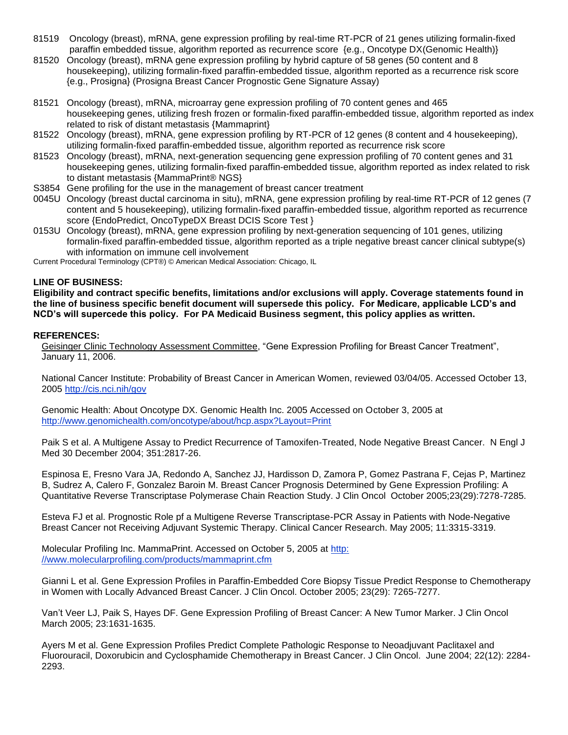81519 Oncology (breast), mRNA, gene expression profiling by real-time RT-PCR of 21 genes utilizing formalin-fixed paraffin embedded tissue, algorithm reported as recurrence score {e.g., Oncotype DX(Genomic Health)}

81520 Oncology (breast), mRNA gene expression profiling by hybrid capture of 58 genes (50 content and 8 housekeeping), utilizing formalin-fixed paraffin-embedded tissue, algorithm reported as a recurrence risk score {e.g., Prosigna} (Prosigna Breast Cancer Prognostic Gene Signature Assay)

81521 Oncology (breast), mRNA, microarray gene expression profiling of 70 content genes and 465 housekeeping genes, utilizing fresh frozen or formalin-fixed paraffin-embedded tissue, algorithm reported as index related to risk of distant metastasis {Mammaprint}

81522 Oncology (breast), mRNA, gene expression profiling by RT-PCR of 12 genes (8 content and 4 housekeeping), utilizing formalin-fixed paraffin-embedded tissue, algorithm reported as recurrence risk score

81523 Oncology (breast), mRNA, next-generation sequencing gene expression profiling of 70 content genes and 31 housekeeping genes, utilizing formalin-fixed paraffin-embedded tissue, algorithm reported as index related to risk to distant metastasis {MammaPrint® NGS}

S3854 Gene profiling for the use in the management of breast cancer treatment

0045U Oncology (breast ductal carcinoma in situ), mRNA, gene expression profiling by real-time RT-PCR of 12 genes (7 content and 5 housekeeping), utilizing formalin-fixed paraffin-embedded tissue, algorithm reported as recurrence score {EndoPredict, OncoTypeDX Breast DCIS Score Test }

0153U Oncology (breast), mRNA, gene expression profiling by next-generation sequencing of 101 genes, utilizing formalin-fixed paraffin-embedded tissue, algorithm reported as a triple negative breast cancer clinical subtype(s) with information on immune cell involvement

Current Procedural Terminology (CPT®) © American Medical Association: Chicago, IL

**LINE OF BUSINESS:**

**Eligibility and contract specific benefits, limitations and/or exclusions will apply. Coverage statements found in the line of business specific benefit document will supersede this policy. For Medicare, applicable LCD's and NCD's will supercede this policy. For PA Medicaid Business segment, this policy applies as written.**

**REFERENCES:**

Geisinger Clinic Technology Assessment Committee, "Gene Expression Profiling for Breast Cancer Treatment", January 11, 2006.

National Cancer Institute: Probability of Breast Cancer in American Women, reviewed 03/04/05. Accessed October 13, 2005 http://cis.nci.nih/gov

Genomic Health: About Oncotype DX. Genomic Health Inc. 2005 Accessed on October 3, 2005 at http://www.genomichealth.com/oncotype/about/hcp.aspx?Layout=Print

Paik S et al. A Multigene Assay to Predict Recurrence of Tamoxifen-Treated, Node Negative Breast Cancer. N Engl J Med 30 December 2004; 351:2817-26.

Espinosa E, Fresno Vara JA, Redondo A, Sanchez JJ, Hardisson D, Zamora P, Gomez Pastrana F, Cejas P, Martinez B, Sudrez A, Calero F, Gonzalez Baroin M. Breast Cancer Prognosis Determined by Gene Expression Profiling: A Quantitative Reverse Transcriptase Polymerase Chain Reaction Study. J Clin Oncol October 2005;23(29):7278-7285.

Esteva FJ et al. Prognostic Role pf a Multigene Reverse Transcriptase-PCR Assay in Patients with Node-Negative Breast Cancer not Receiving Adjuvant Systemic Therapy. Clinical Cancer Research. May 2005; 11:3315-3319.

Molecular Profiling Inc. MammaPrint. Accessed on October 5, 2005 at http://www.molecularprofiling.com/products/mammaprint.cfm

Gianni L et al. Gene Expression Profiles in Paraffin-Embedded Core Biopsy Tissue Predict Response to Chemotherapy in Women with Locally Advanced Breast Cancer. J Clin Oncol. October 2005; 23(29): 7265-7277.

Van't Veer LJ, Paik S, Hayes DF. Gene Expression Profiling of Breast Cancer: A New Tumor Marker. J Clin Oncol March 2005; 23:1631-1635.

Ayers M et al. Gene Expression Profiles Predict Complete Pathologic Response to Neoadjuvant Paclitaxel and Fluorouracil, Doxorubicin and Cyclosphamide Chemotherapy in Breast Cancer. J Clin Oncol. June 2004; 22(12): 2284-2293.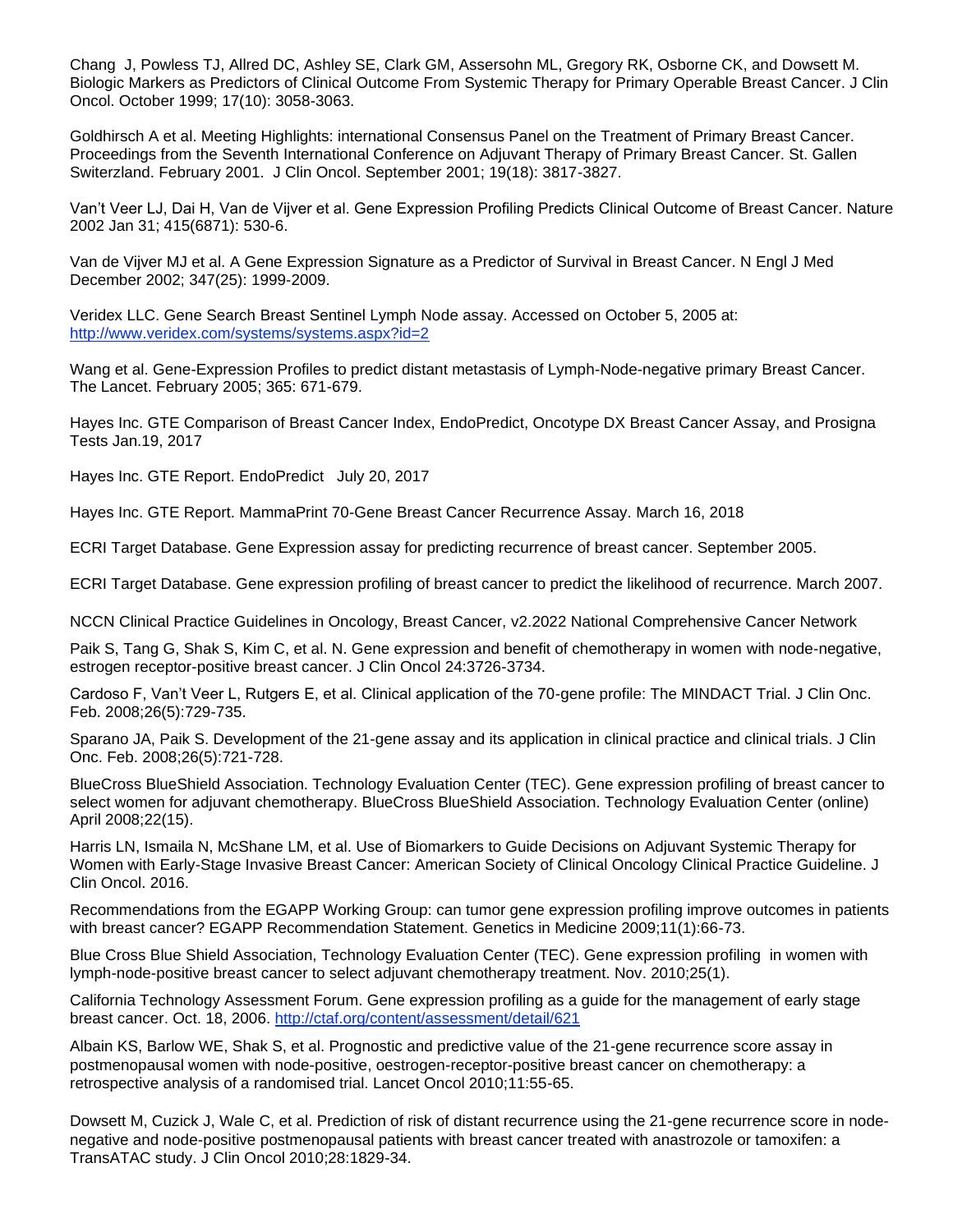Chang J, Powless TJ, Allred DC, Ashley SE, Clark GM, Assersohn ML, Gregory RK, Osborne CK, and Dowsett M. Biologic Markers as Predictors of Clinical Outcome From Systemic Therapy for Primary Operable Breast Cancer. J Clin Oncol. October 1999; 17(10): 3058-3063.

Goldhirsch A et al. Meeting Highlights: international Consensus Panel on the Treatment of Primary Breast Cancer. Proceedings from the Seventh International Conference on Adjuvant Therapy of Primary Breast Cancer. St. Gallen Switzerland. February 2001. J Clin Oncol. September 2001; 19(18): 3817-3827.

Van't Veer LJ, Dai H, Van de Vijver et al. Gene Expression Profiling Predicts Clinical Outcome of Breast Cancer. Nature 2002 Jan 31; 415(6871): 530-6.

Van de Vijver MJ et al. A Gene Expression Signature as a Predictor of Survival in Breast Cancer. N Engl J Med December 2002; 347(25): 1999-2009.

Veridex LLC. Gene Search Breast Sentinel Lymph Node assay. Accessed on October 5, 2005 at: http://www.veridex.com/systems/systems.aspx?id=2

Wang et al. Gene-Expression Profiles to predict distant metastasis of Lymph-Node-negative primary Breast Cancer. The Lancet. February 2005; 365: 671-679.

Hayes Inc. GTE Comparison of Breast Cancer Index, EndoPredict, Oncotype DX Breast Cancer Assay, and Prosigna Tests Jan.19, 2017

Hayes Inc. GTE Report. EndoPredict July 20, 2017

Hayes Inc. GTE Report. MammaPrint 70-Gene Breast Cancer Recurrence Assay. March 16, 2018

ECRI Target Database. Gene Expression assay for predicting recurrence of breast cancer. September 2005.

ECRI Target Database. Gene expression profiling of breast cancer to predict the likelihood of recurrence. March 2007.

NCCN Clinical Practice Guidelines in Oncology, Breast Cancer, v2.2022 National Comprehensive Cancer Network

Paik S, Tang G, Shak S, Kim C, et al. N. Gene expression and benefit of chemotherapy in women with node-negative, estrogen receptor-positive breast cancer. J Clin Oncol 24:3726-3734.

Cardoso F, Van't Veer L, Rutgers E, et al. Clinical application of the 70-gene profile: The MINDACT Trial. J Clin Onc. Feb. 2008;26(5):729-735.

Sparano JA, Paik S. Development of the 21-gene assay and its application in clinical practice and clinical trials. J Clin Onc. Feb. 2008;26(5):721-728.

BlueCross BlueShield Association. Technology Evaluation Center (TEC). Gene expression profiling of breast cancer to select women for adjuvant chemotherapy. BlueCross BlueShield Association. Technology Evaluation Center (online) April 2008;22(15).

Harris LN, Ismaila N, McShane LM, et al. Use of Biomarkers to Guide Decisions on Adjuvant Systemic Therapy for Women with Early-Stage Invasive Breast Cancer: American Society of Clinical Oncology Clinical Practice Guideline. J Clin Oncol. 2016.

Recommendations from the EGAPP Working Group: can tumor gene expression profiling improve outcomes in patients with breast cancer? EGAPP Recommendation Statement. Genetics in Medicine 2009;11(1):66-73.

Blue Cross Blue Shield Association, Technology Evaluation Center (TEC). Gene expression profiling in women with lymph-node-positive breast cancer to select adjuvant chemotherapy treatment. Nov. 2010;25(1).

California Technology Assessment Forum. Gene expression profiling as a guide for the management of early stage breast cancer. Oct. 18, 2006. http://ctaf.org/content/assessment/detail/621

Albain KS, Barlow WE, Shak S, et al. Prognostic and predictive value of the 21-gene recurrence score assay in postmenopausal women with node-positive, oestrogen-receptor-positive breast cancer on chemotherapy: a retrospective analysis of a randomised trial. Lancet Oncol 2010;11:55-65.

Dowsett M, Cuzick J, Wale C, et al. Prediction of risk of distant recurrence using the 21-gene recurrence score in node-negative and node-positive postmenopausal patients with breast cancer treated with anastrozole or tamoxifen: a TransATAC study. J Clin Oncol 2010;28:1829-34.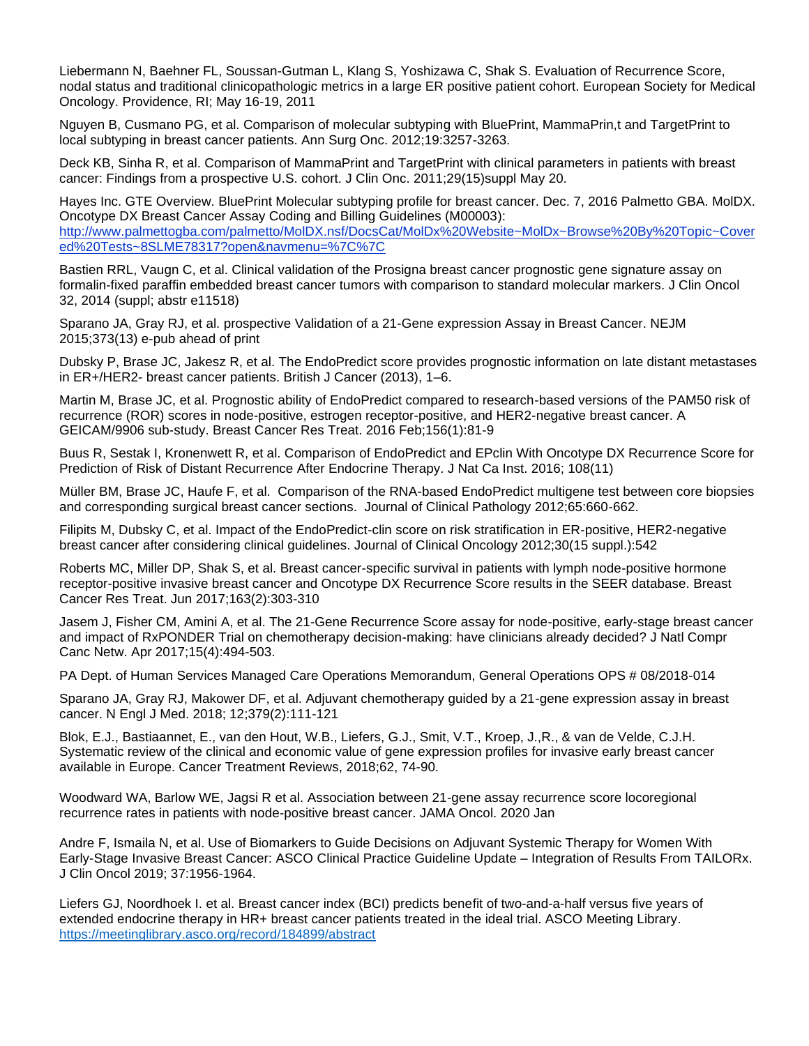Liebermann N, Baehner FL, Soussan-Gutman L, Klang S, Yoshizawa C, Shak S. Evaluation of Recurrence Score, nodal status and traditional clinicopathologic metrics in a large ER positive patient cohort. European Society for Medical Oncology. Providence, RI; May 16-19, 2011

Nguyen B, Cusmano PG, et al. Comparison of molecular subtyping with BluePrint, MammaPrin,t and TargetPrint to local subtyping in breast cancer patients. Ann Surg Onc. 2012;19:3257-3263.

Deck KB, Sinha R, et al. Comparison of MammaPrint and TargetPrint with clinical parameters in patients with breast cancer: Findings from a prospective U.S. cohort. J Clin Onc. 2011;29(15)suppl May 20.

Hayes Inc. GTE Overview. BluePrint Molecular subtyping profile for breast cancer. Dec. 7, 2016 Palmetto GBA. MolDX. Oncotype DX Breast Cancer Assay Coding and Billing Guidelines (M00003): http://www.palmettogba.com/palmetto/MolDX.nsf/DocsCat/MolDx%20Website~MolDx~Browse%20By%20Topic~Covered%20Tests~8SLME78317?open&navmenu=%7C%7C

Bastien RRL, Vaugn C, et al. Clinical validation of the Prosigna breast cancer prognostic gene signature assay on formalin-fixed paraffin embedded breast cancer tumors with comparison to standard molecular markers. J Clin Oncol 32, 2014 (suppl; abstr e11518)

Sparano JA, Gray RJ, et al. prospective Validation of a 21-Gene expression Assay in Breast Cancer. NEJM 2015;373(13) e-pub ahead of print

Dubsky P, Brase JC, Jakesz R, et al. The EndoPredict score provides prognostic information on late distant metastases in ER+/HER2- breast cancer patients. British J Cancer (2013), 1–6.

Martin M, Brase JC, et al. Prognostic ability of EndoPredict compared to research-based versions of the PAM50 risk of recurrence (ROR) scores in node-positive, estrogen receptor-positive, and HER2-negative breast cancer. A GEICAM/9906 sub-study. Breast Cancer Res Treat. 2016 Feb;156(1):81-9

Buus R, Sestak I, Kronenwett R, et al. Comparison of EndoPredict and EPclin With Oncotype DX Recurrence Score for Prediction of Risk of Distant Recurrence After Endocrine Therapy. J Nat Ca Inst. 2016; 108(11)

Müller BM, Brase JC, Haufe F, et al. Comparison of the RNA-based EndoPredict multigene test between core biopsies and corresponding surgical breast cancer sections. Journal of Clinical Pathology 2012;65:660-662.

Filipits M, Dubsky C, et al. Impact of the EndoPredict-clin score on risk stratification in ER-positive, HER2-negative breast cancer after considering clinical guidelines. Journal of Clinical Oncology 2012;30(15 suppl.):542

Roberts MC, Miller DP, Shak S, et al. Breast cancer-specific survival in patients with lymph node-positive hormone receptor-positive invasive breast cancer and Oncotype DX Recurrence Score results in the SEER database. Breast Cancer Res Treat. Jun 2017;163(2):303-310

Jasem J, Fisher CM, Amini A, et al. The 21-Gene Recurrence Score assay for node-positive, early-stage breast cancer and impact of RxPONDER Trial on chemotherapy decision-making: have clinicians already decided? J Natl Compr Canc Netw. Apr 2017;15(4):494-503.

PA Dept. of Human Services Managed Care Operations Memorandum, General Operations OPS # 08/2018-014

Sparano JA, Gray RJ, Makower DF, et al. Adjuvant chemotherapy guided by a 21-gene expression assay in breast cancer. N Engl J Med. 2018; 12;379(2):111-121

Blok, E.J., Bastiaannet, E., van den Hout, W.B., Liefers, G.J., Smit, V.T., Kroep, J.,R., & van de Velde, C.J.H. Systematic review of the clinical and economic value of gene expression profiles for invasive early breast cancer available in Europe. Cancer Treatment Reviews, 2018;62, 74-90.

Woodward WA, Barlow WE, Jagsi R et al. Association between 21-gene assay recurrence score locoregional recurrence rates in patients with node-positive breast cancer. JAMA Oncol. 2020 Jan

Andre F, Ismaila N, et al. Use of Biomarkers to Guide Decisions on Adjuvant Systemic Therapy for Women With Early-Stage Invasive Breast Cancer: ASCO Clinical Practice Guideline Update – Integration of Results From TAILORx. J Clin Oncol 2019; 37:1956-1964.

Liefers GJ, Noordhoek I. et al. Breast cancer index (BCI) predicts benefit of two-and-a-half versus five years of extended endocrine therapy in HR+ breast cancer patients treated in the ideal trial. ASCO Meeting Library. https://meetinglibrary.asco.org/record/184899/abstract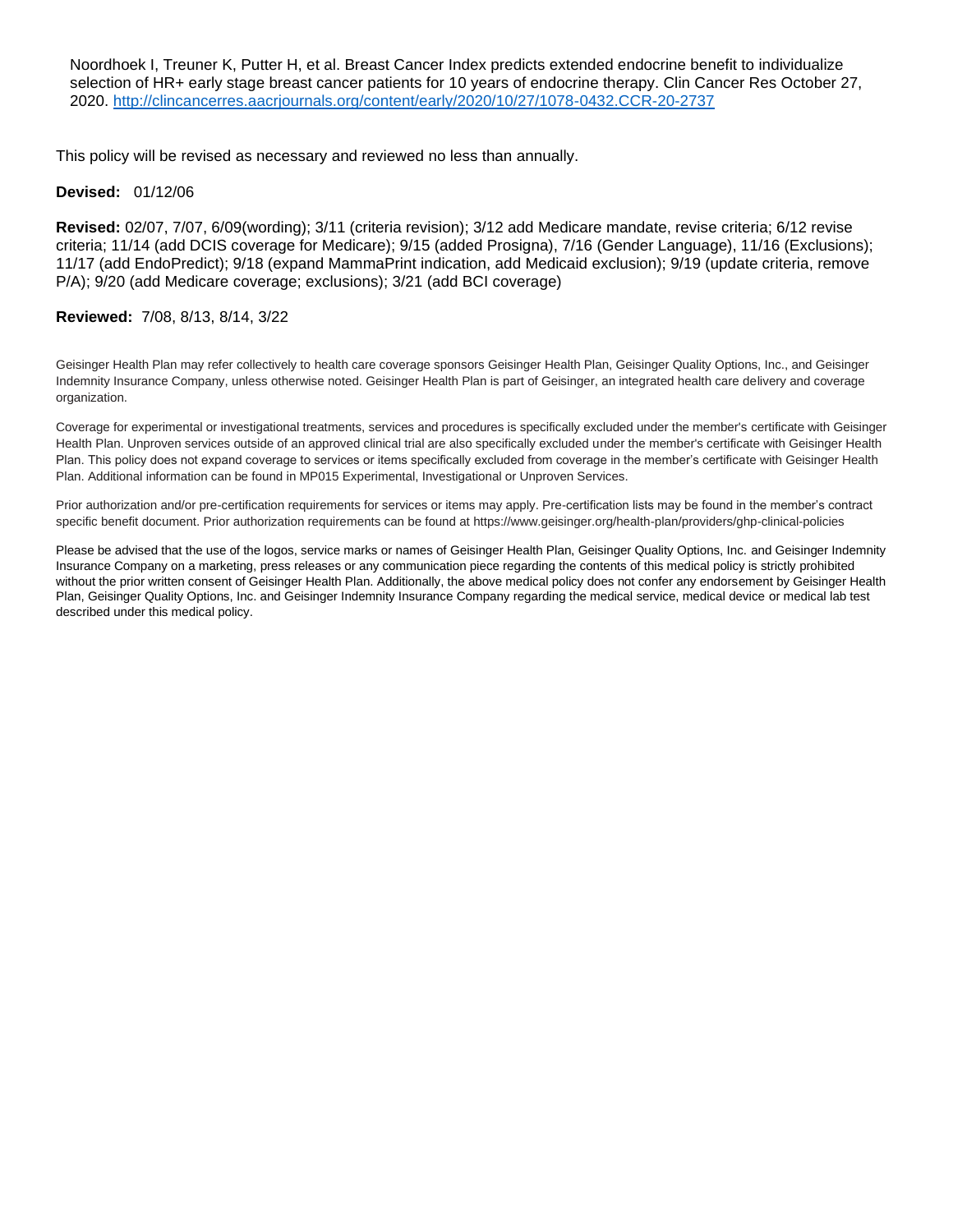Noordhoek I, Treuner K, Putter H, et al. Breast Cancer Index predicts extended endocrine benefit to individualize selection of HR+ early stage breast cancer patients for 10 years of endocrine therapy. Clin Cancer Res October 27, 2020. http://clincancerres.aacrjournals.org/content/early/2020/10/27/1078-0432.CCR-20-2737

This policy will be revised as necessary and reviewed no less than annually.

**Devised:** 01/12/06

**Revised:** 02/07, 7/07, 6/09(wording); 3/11 (criteria revision); 3/12 add Medicare mandate, revise criteria; 6/12 revise criteria; 11/14 (add DCIS coverage for Medicare); 9/15 (added Prosigna), 7/16 (Gender Language), 11/16 (Exclusions); 11/17 (add EndoPredict); 9/18 (expand MammaPrint indication, add Medicaid exclusion); 9/19 (update criteria, remove P/A); 9/20 (add Medicare coverage; exclusions); 3/21 (add BCI coverage)

**Reviewed:** 7/08, 8/13, 8/14, 3/22

Geisinger Health Plan may refer collectively to health care coverage sponsors Geisinger Health Plan, Geisinger Quality Options, Inc., and Geisinger Indemnity Insurance Company, unless otherwise noted. Geisinger Health Plan is part of Geisinger, an integrated health care delivery and coverage organization.

Coverage for experimental or investigational treatments, services and procedures is specifically excluded under the member's certificate with Geisinger Health Plan. Unproven services outside of an approved clinical trial are also specifically excluded under the member's certificate with Geisinger Health Plan. This policy does not expand coverage to services or items specifically excluded from coverage in the member's certificate with Geisinger Health Plan. Additional information can be found in MP015 Experimental, Investigational or Unproven Services.

Prior authorization and/or pre-certification requirements for services or items may apply. Pre-certification lists may be found in the member's contract specific benefit document. Prior authorization requirements can be found at https://www.geisinger.org/health-plan/providers/ghp-clinical-policies

Please be advised that the use of the logos, service marks or names of Geisinger Health Plan, Geisinger Quality Options, Inc. and Geisinger Indemnity Insurance Company on a marketing, press releases or any communication piece regarding the contents of this medical policy is strictly prohibited without the prior written consent of Geisinger Health Plan. Additionally, the above medical policy does not confer any endorsement by Geisinger Health Plan, Geisinger Quality Options, Inc. and Geisinger Indemnity Insurance Company regarding the medical service, medical device or medical lab test described under this medical policy.